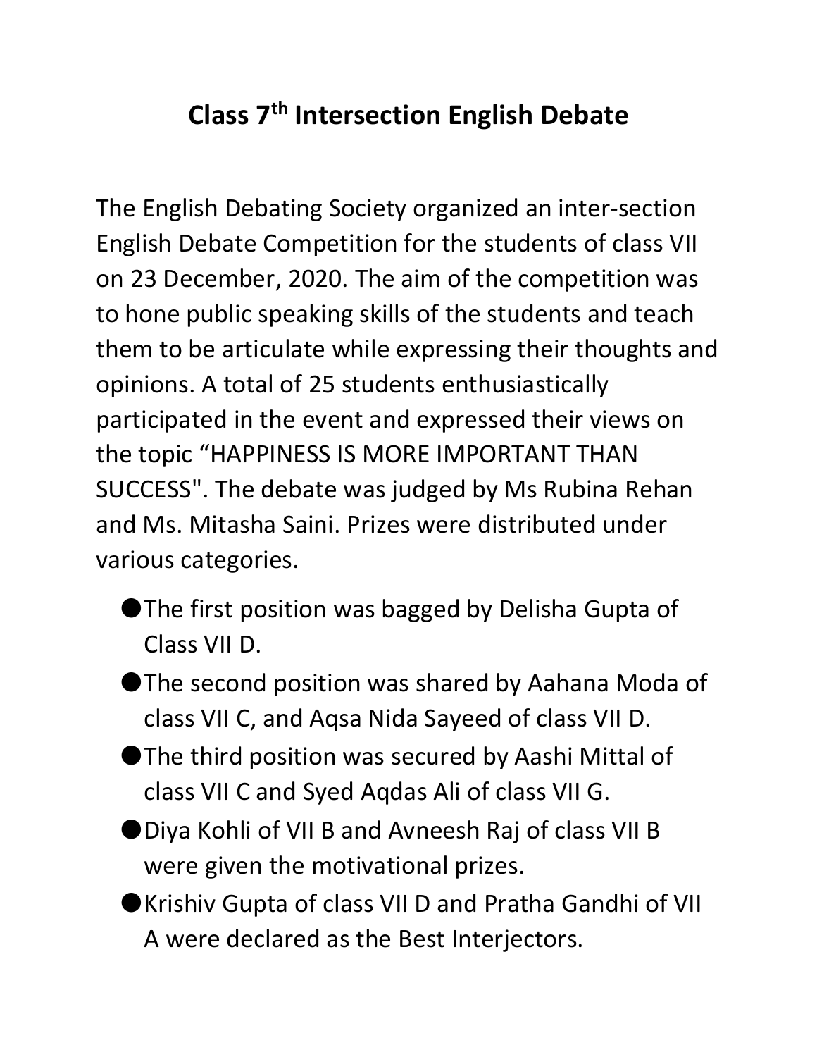# Class 7$^{th}$ Intersection English Debate

The English Debating Society organized an inter-section English Debate Competition for the students of class VII on 23 December, 2020. The aim of the competition was to hone public speaking skills of the students and teach them to be articulate while expressing their thoughts and opinions. A total of 25 students enthusiastically participated in the event and expressed their views on the topic “HAPPINESS IS MORE IMPORTANT THAN SUCCESS". The debate was judged by Ms Rubina Rehan and Ms. Mitasha Saini. Prizes were distributed under various categories.

- The first position was bagged by Delisha Gupta of Class VII D.
- The second position was shared by Aahana Moda of class VII C, and Aqsa Nida Sayeed of class VII D.
- The third position was secured by Aashi Mittal of class VII C and Syed Aqdas Ali of class VII G.
- Diya Kohli of VII B and Avneesh Raj of class VII B were given the motivational prizes.
- Krishiv Gupta of class VII D and Pratha Gandhi of VII A were declared as the Best Interjectors.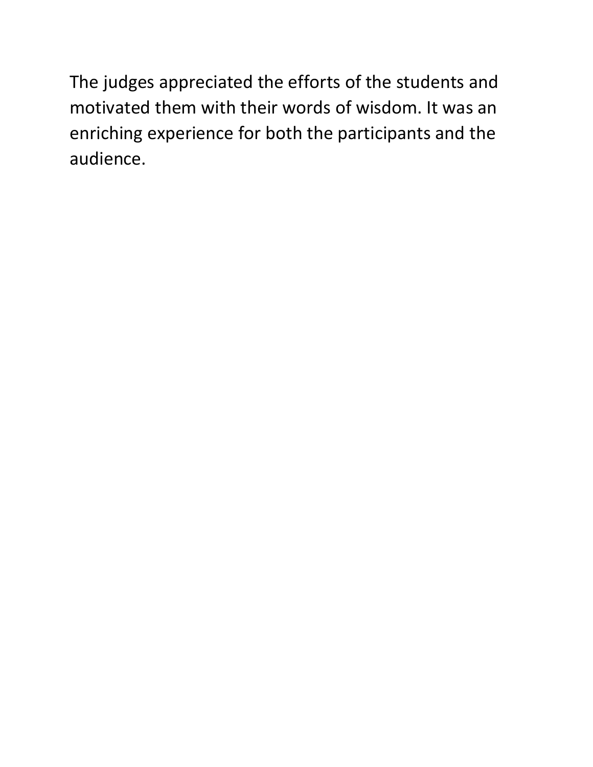The judges appreciated the efforts of the students and motivated them with their words of wisdom. It was an enriching experience for both the participants and the audience.